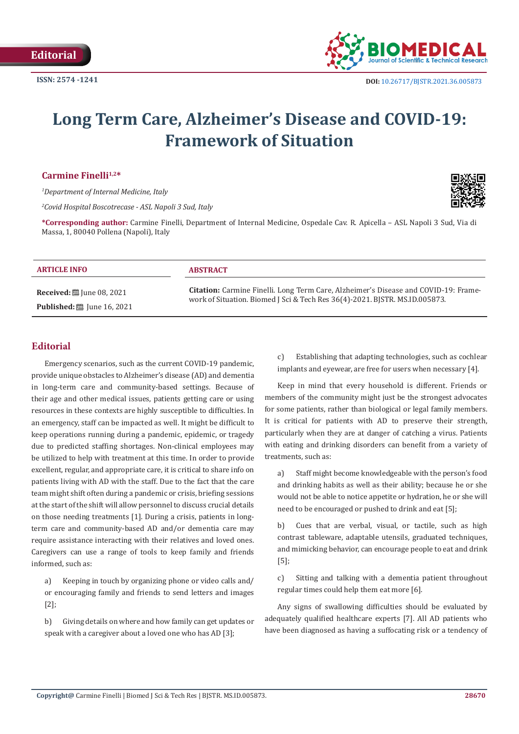Editorial

ISSN: 2574 -1241

DOI: 10.26717/BJSTR.2021.36.005873

# Long Term Care, Alzheimer's Disease and COVID-19: Framework of Situation

**Carmine Finelli[1,2]***

[1]*Department of Internal Medicine, Italy*

[2]*Covid Hospital Boscotrecase - ASL Napoli 3 Sud, Italy*

***Corresponding author:** Carmine Finelli, Department of Internal Medicine, Ospedale Cav. R. Apicella – ASL Napoli 3 Sud, Via di Massa, 1, 80040 Pollena (Napoli), Italy

**ARTICLE INFO**

**Received:** June 08, 2021

**Published:** June 16, 2021

**ABSTRACT**

**Citation:** Carmine Finelli. Long Term Care, Alzheimer's Disease and COVID-19: Framework of Situation. Biomed J Sci & Tech Res 36(4)-2021. BJSTR. MS.ID.005873.

## Editorial

Emergency scenarios, such as the current COVID-19 pandemic, provide unique obstacles to Alzheimer's disease (AD) and dementia in long-term care and community-based settings. Because of their age and other medical issues, patients getting care or using resources in these contexts are highly susceptible to difficulties. In an emergency, staff can be impacted as well. It might be difficult to keep operations running during a pandemic, epidemic, or tragedy due to predicted staffing shortages. Non-clinical employees may be utilized to help with treatment at this time. In order to provide excellent, regular, and appropriate care, it is critical to share info on patients living with AD with the staff. Due to the fact that the care team might shift often during a pandemic or crisis, briefing sessions at the start of the shift will allow personnel to discuss crucial details on those needing treatments [1]. During a crisis, patients in long-term care and community-based AD and/or dementia care may require assistance interacting with their relatives and loved ones. Caregivers can use a range of tools to keep family and friends informed, such as:

a) Keeping in touch by organizing phone or video calls and/or encouraging family and friends to send letters and images [2];

b) Giving details on where and how family can get updates or speak with a caregiver about a loved one who has AD [3];

c) Establishing that adapting technologies, such as cochlear implants and eyewear, are free for users when necessary [4].

Keep in mind that every household is different. Friends or members of the community might just be the strongest advocates for some patients, rather than biological or legal family members. It is critical for patients with AD to preserve their strength, particularly when they are at danger of catching a virus. Patients with eating and drinking disorders can benefit from a variety of treatments, such as:

a) Staff might become knowledgeable with the person's food and drinking habits as well as their ability; because he or she would not be able to notice appetite or hydration, he or she will need to be encouraged or pushed to drink and eat [5];

b) Cues that are verbal, visual, or tactile, such as high contrast tableware, adaptable utensils, graduated techniques, and mimicking behavior, can encourage people to eat and drink [5];

c) Sitting and talking with a dementia patient throughout regular times could help them eat more [6].

Any signs of swallowing difficulties should be evaluated by adequately qualified healthcare experts [7]. All AD patients who have been diagnosed as having a suffocating risk or a tendency of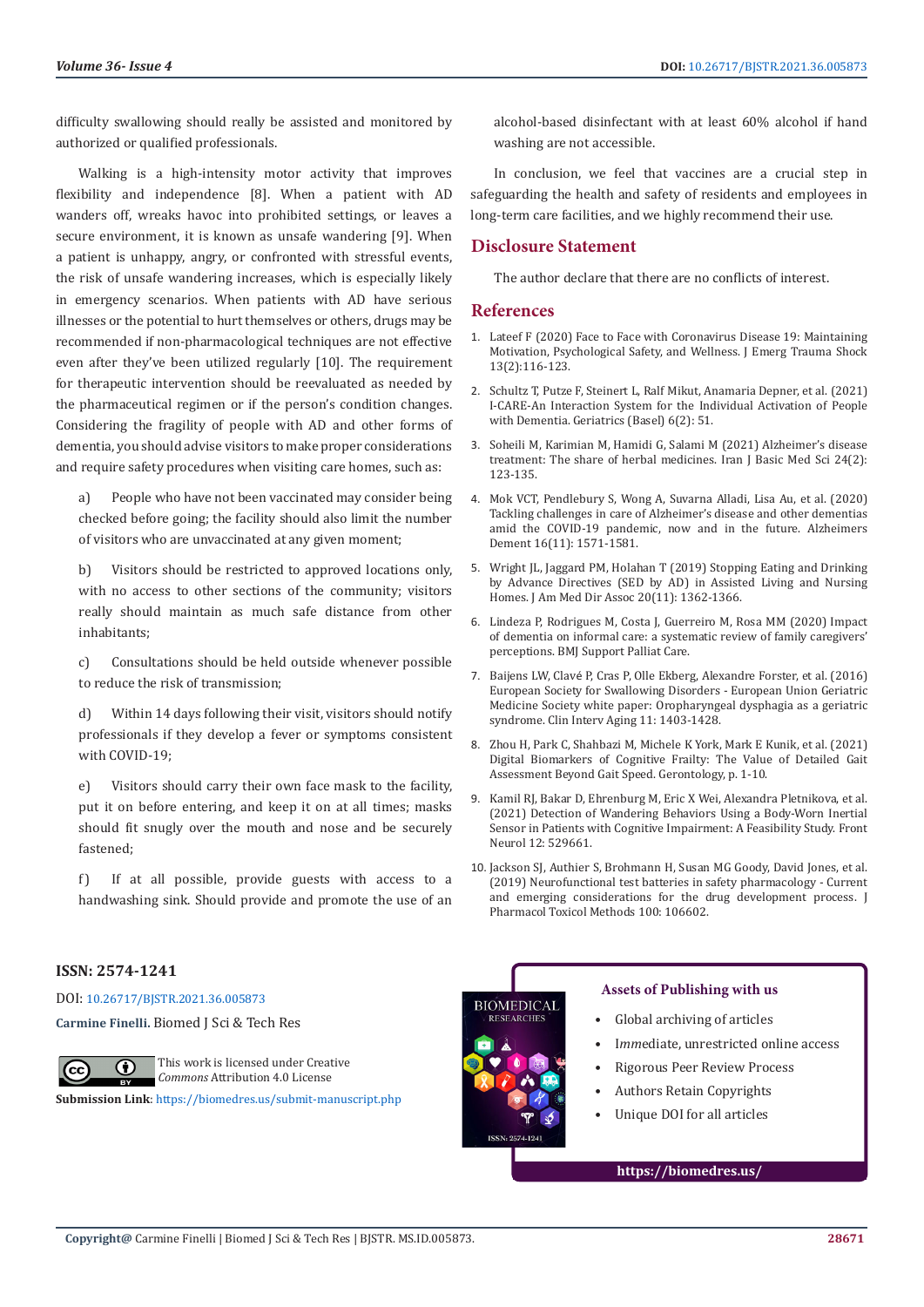difficulty swallowing should really be assisted and monitored by authorized or qualified professionals.

Walking is a high-intensity motor activity that improves flexibility and independence [8]. When a patient with AD wanders off, wreaks havoc into prohibited settings, or leaves a secure environment, it is known as unsafe wandering [9]. When a patient is unhappy, angry, or confronted with stressful events, the risk of unsafe wandering increases, which is especially likely in emergency scenarios. When patients with AD have serious illnesses or the potential to hurt themselves or others, drugs may be recommended if non-pharmacological techniques are not effective even after they've been utilized regularly [10]. The requirement for therapeutic intervention should be reevaluated as needed by the pharmaceutical regimen or if the person's condition changes. Considering the fragility of people with AD and other forms of dementia, you should advise visitors to make proper considerations and require safety procedures when visiting care homes, such as:

a) People who have not been vaccinated may consider being checked before going; the facility should also limit the number of visitors who are unvaccinated at any given moment;

b) Visitors should be restricted to approved locations only, with no access to other sections of the community; visitors really should maintain as much safe distance from other inhabitants;

c) Consultations should be held outside whenever possible to reduce the risk of transmission;

d) Within 14 days following their visit, visitors should notify professionals if they develop a fever or symptoms consistent with COVID-19;

e) Visitors should carry their own face mask to the facility, put it on before entering, and keep it on at all times; masks should fit snugly over the mouth and nose and be securely fastened;

f) If at all possible, provide guests with access to a handwashing sink. Should provide and promote the use of an alcohol-based disinfectant with at least 60% alcohol if hand washing are not accessible.

In conclusion, we feel that vaccines are a crucial step in safeguarding the health and safety of residents and employees in long-term care facilities, and we highly recommend their use.

## Disclosure Statement

The author declare that there are no conflicts of interest.

## References

1. Lateef F (2020) Face to Face with Coronavirus Disease 19: Maintaining Motivation, Psychological Safety, and Wellness. J Emerg Trauma Shock 13(2):116-123.
2. Schultz T, Putze F, Steinert L, Ralf Mikut, Anamaria Depner, et al. (2021) I-CARE-An Interaction System for the Individual Activation of People with Dementia. Geriatrics (Basel) 6(2): 51.
3. Soheili M, Karimian M, Hamidi G, Salami M (2021) Alzheimer's disease treatment: The share of herbal medicines. Iran J Basic Med Sci 24(2): 123-135.
4. Mok VCT, Pendlebury S, Wong A, Suvarna Alladi, Lisa Au, et al. (2020) Tackling challenges in care of Alzheimer's disease and other dementias amid the COVID-19 pandemic, now and in the future. Alzheimers Dement 16(11): 1571-1581.
5. Wright JL, Jaggard PM, Holahan T (2019) Stopping Eating and Drinking by Advance Directives (SED by AD) in Assisted Living and Nursing Homes. J Am Med Dir Assoc 20(11): 1362-1366.
6. Lindeza P, Rodrigues M, Costa J, Guerreiro M, Rosa MM (2020) Impact of dementia on informal care: a systematic review of family caregivers' perceptions. BMJ Support Palliat Care.
7. Baijens LW, Clavé P, Cras P, Olle Ekberg, Alexandre Forster, et al. (2016) European Society for Swallowing Disorders - European Union Geriatric Medicine Society white paper: Oropharyngeal dysphagia as a geriatric syndrome. Clin Interv Aging 11: 1403-1428.
8. Zhou H, Park C, Shahbazi M, Michele K York, Mark E Kunik, et al. (2021) Digital Biomarkers of Cognitive Frailty: The Value of Detailed Gait Assessment Beyond Gait Speed. Gerontology, p. 1-10.
9. Kamil RJ, Bakar D, Ehrenburg M, Eric X Wei, Alexandra Pletnikova, et al. (2021) Detection of Wandering Behaviors Using a Body-Worn Inertial Sensor in Patients with Cognitive Impairment: A Feasibility Study. Front Neurol 12: 529661.
10. Jackson SJ, Authier S, Brohmann H, Susan MG Goody, David Jones, et al. (2019) Neurofunctional test batteries in safety pharmacology - Current and emerging considerations for the drug development process. J Pharmacol Toxicol Methods 100: 106602.

**ISSN: 2574-1241**

DOI: 10.26717/BJSTR.2021.36.005873

**Carmine Finelli.** Biomed J Sci & Tech Res

This work is licensed under Creative *Commons* Attribution 4.0 License

**Submission Link**: https://biomedres.us/submit-manuscript.php

**Assets of Publishing with us**

- Global archiving of articles
- Immediate, unrestricted online access
- Rigorous Peer Review Process
- Authors Retain Copyrights
- Unique DOI for all articles

**https://biomedres.us/**